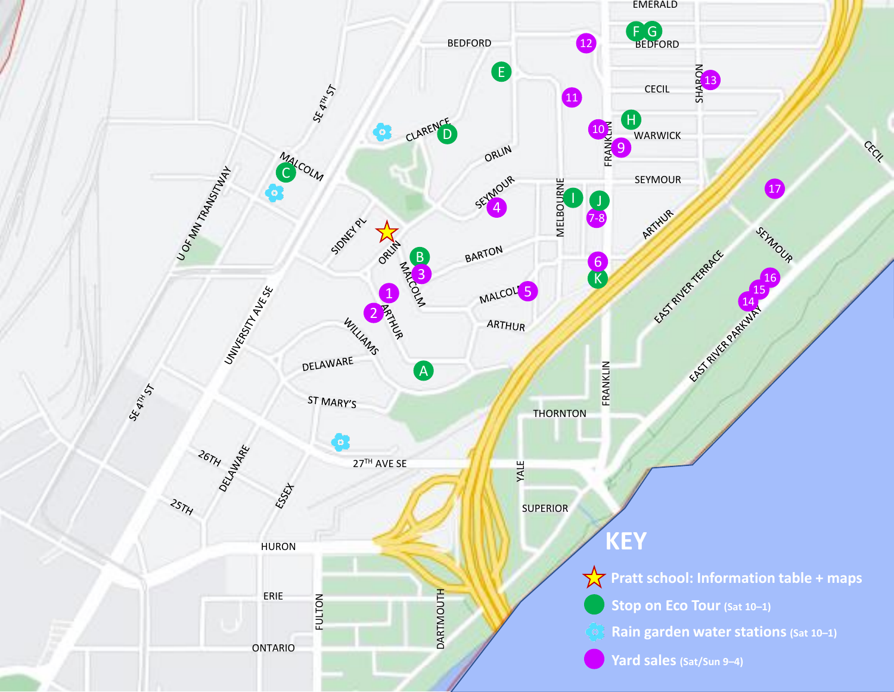## KEY

- ☆ **Pratt school: Information table + maps**
- **Stop on Eco Tour** (Sat 10–1)
- **Rain garden water stations** (Sat 10–1)
- **Yard sales** (Sat/Sun 9–4)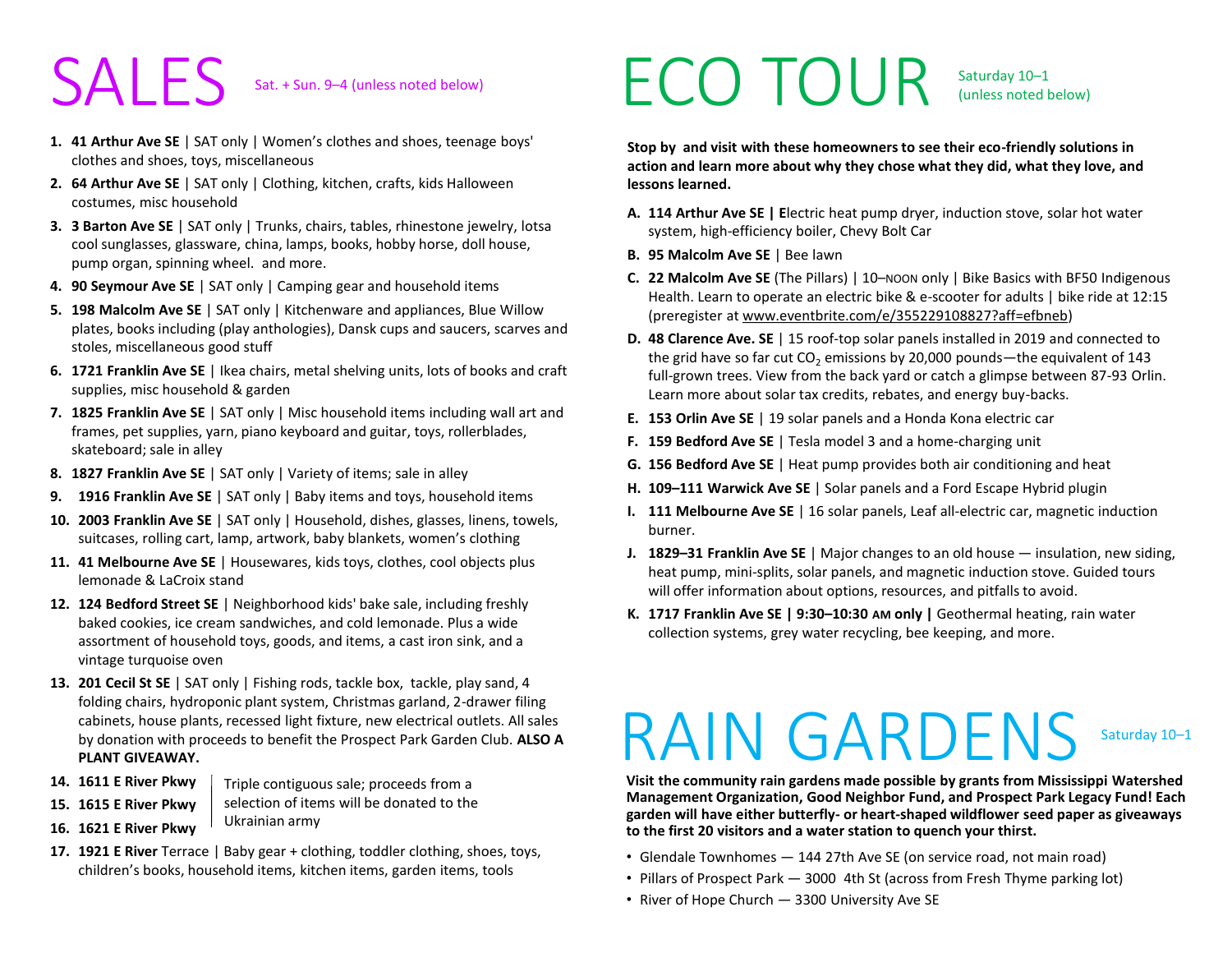# SALES

Sat. + Sun. 9–4 (unless noted below)

1. **41 Arthur Ave SE** | SAT only | Women's clothes and shoes, teenage boys' clothes and shoes, toys, miscellaneous
2. **64 Arthur Ave SE** | SAT only | Clothing, kitchen, crafts, kids Halloween costumes, misc household
3. **3 Barton Ave SE** | SAT only | Trunks, chairs, tables, rhinestone jewelry, lotsa cool sunglasses, glassware, china, lamps, books, hobby horse, doll house, pump organ, spinning wheel. and more.
4. **90 Seymour Ave SE** | SAT only | Camping gear and household items
5. **198 Malcolm Ave SE** | SAT only | Kitchenware and appliances, Blue Willow plates, books including (play anthologies), Dansk cups and saucers, scarves and stoles, miscellaneous good stuff
6. **1721 Franklin Ave SE** | Ikea chairs, metal shelving units, lots of books and craft supplies, misc household & garden
7. **1825 Franklin Ave SE** | SAT only | Misc household items including wall art and frames, pet supplies, yarn, piano keyboard and guitar, toys, rollerblades, skateboard; sale in alley
8. **1827 Franklin Ave SE** | SAT only | Variety of items; sale in alley
9. **1916 Franklin Ave SE** | SAT only | Baby items and toys, household items
10. **2003 Franklin Ave SE** | SAT only | Household, dishes, glasses, linens, towels, suitcases, rolling cart, lamp, artwork, baby blankets, women's clothing
11. **41 Melbourne Ave SE** | Housewares, kids toys, clothes, cool objects plus lemonade & LaCroix stand
12. **124 Bedford Street SE** | Neighborhood kids' bake sale, including freshly baked cookies, ice cream sandwiches, and cold lemonade. Plus a wide assortment of household toys, goods, and items, a cast iron sink, and a vintage turquoise oven
13. **201 Cecil St SE** | SAT only | Fishing rods, tackle box, tackle, play sand, 4 folding chairs, hydroponic plant system, Christmas garland, 2-drawer filing cabinets, house plants, recessed light fixture, new electrical outlets. All sales by donation with proceeds to benefit the Prospect Park Garden Club. **ALSO A PLANT GIVEAWAY.**
14. **1611 E River Pkwy**
15. **1615 E River Pkwy**
16. **1621 E River Pkwy**

    | Triple contiguous sale; proceeds from a selection of items will be donated to the Ukrainian army
17. **1921 E River** Terrace | Baby gear + clothing, toddler clothing, shoes, toys, children's books, household items, kitchen items, garden items, tools

# ECO TOUR

Saturday 10–1 (unless noted below)

**Stop by and visit with these homeowners to see their eco-friendly solutions in action and learn more about why they chose what they did, what they love, and lessons learned.**

A. **114 Arthur Ave SE | E**lectric heat pump dryer, induction stove, solar hot water system, high-efficiency boiler, Chevy Bolt Car
B. **95 Malcolm Ave SE** | Bee lawn
C. **22 Malcolm Ave SE** (The Pillars) | 10–NOON only | Bike Basics with BF50 Indigenous Health. Learn to operate an electric bike & e-scooter for adults | bike ride at 12:15 (preregister at www.eventbrite.com/e/355229108827?aff=efbneb)
D. **48 Clarence Ave. SE** | 15 roof-top solar panels installed in 2019 and connected to the grid have so far cut $CO_2$ emissions by 20,000 pounds—the equivalent of 143 full-grown trees. View from the back yard or catch a glimpse between 87-93 Orlin. Learn more about solar tax credits, rebates, and energy buy-backs.
E. **153 Orlin Ave SE** | 19 solar panels and a Honda Kona electric car
F. **159 Bedford Ave SE** | Tesla model 3 and a home-charging unit
G. **156 Bedford Ave SE** | Heat pump provides both air conditioning and heat
H. **109–111 Warwick Ave SE** | Solar panels and a Ford Escape Hybrid plugin
I. **111 Melbourne Ave SE** | 16 solar panels, Leaf all-electric car, magnetic induction burner.
J. **1829–31 Franklin Ave SE** | Major changes to an old house — insulation, new siding, heat pump, mini-splits, solar panels, and magnetic induction stove. Guided tours will offer information about options, resources, and pitfalls to avoid.
K. **1717 Franklin Ave SE | 9:30–10:30 AM only |** Geothermal heating, rain water collection systems, grey water recycling, bee keeping, and more.

# RAIN GARDENS

Saturday 10–1

**Visit the community rain gardens made possible by grants from Mississippi Watershed Management Organization, Good Neighbor Fund, and Prospect Park Legacy Fund! Each garden will have either butterfly- or heart-shaped wildflower seed paper as giveaways to the first 20 visitors and a water station to quench your thirst.**

- Glendale Townhomes — 144 27th Ave SE (on service road, not main road)
- Pillars of Prospect Park — 3000 4th St (across from Fresh Thyme parking lot)
- River of Hope Church — 3300 University Ave SE